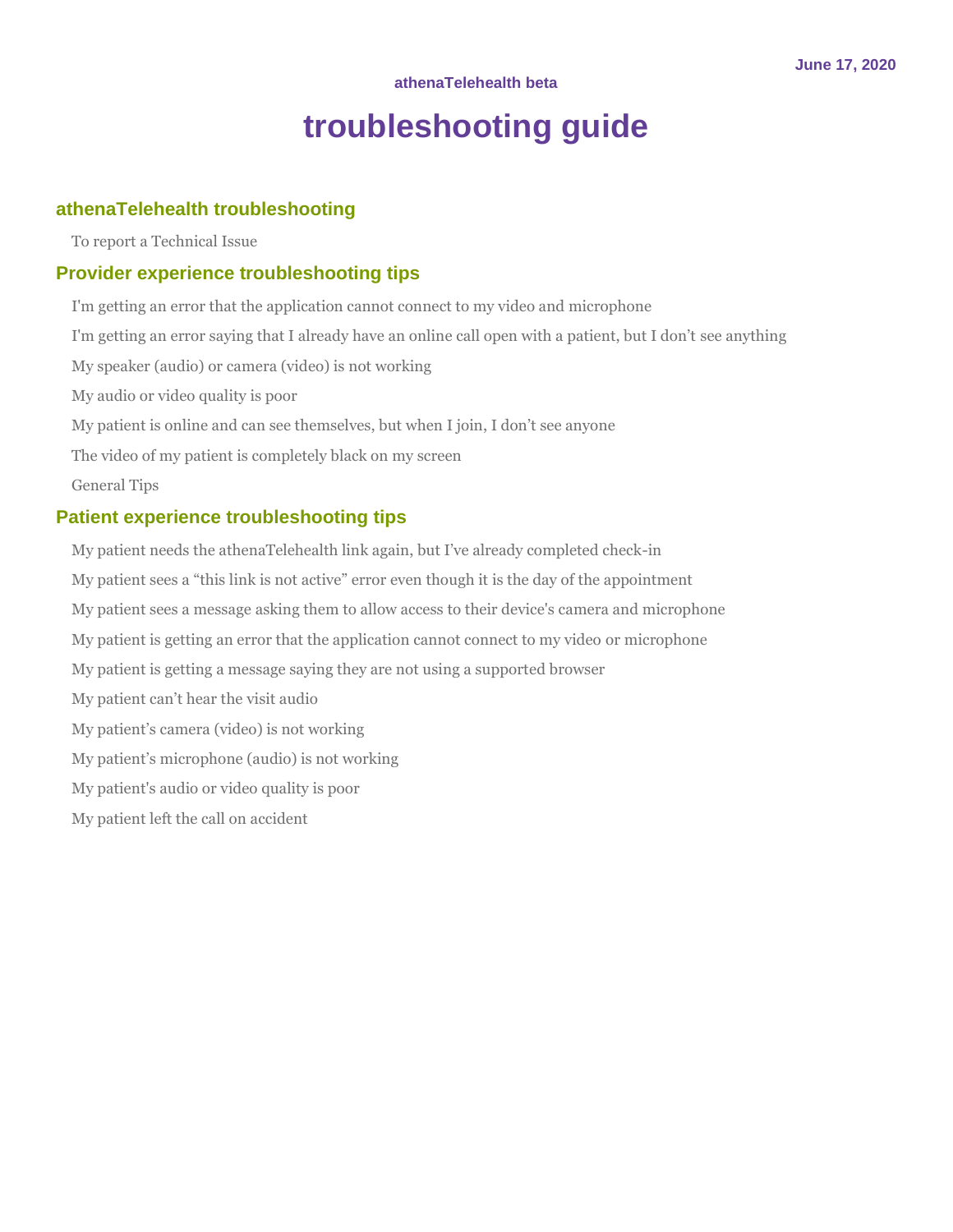June 17, 2020

athenaTelehealth beta

# troubleshooting guide

## athenaTelehealth troubleshooting

To report a Technical Issue

## Provider experience troubleshooting tips

I'm getting an error that the application cannot connect to my video and microphone

I'm getting an error saying that I already have an online call open with a patient, but I don't see anything

My speaker (audio) or camera (video) is not working

My audio or video quality is poor

My patient is online and can see themselves, but when I join, I don't see anyone

The video of my patient is completely black on my screen

General Tips

## Patient experience troubleshooting tips

My patient needs the athenaTelehealth link again, but I've already completed check-in

My patient sees a "this link is not active" error even though it is the day of the appointment

My patient sees a message asking them to allow access to their device's camera and microphone

My patient is getting an error that the application cannot connect to my video or microphone

My patient is getting a message saying they are not using a supported browser

My patient can't hear the visit audio

My patient's camera (video) is not working

My patient's microphone (audio) is not working

My patient's audio or video quality is poor

My patient left the call on accident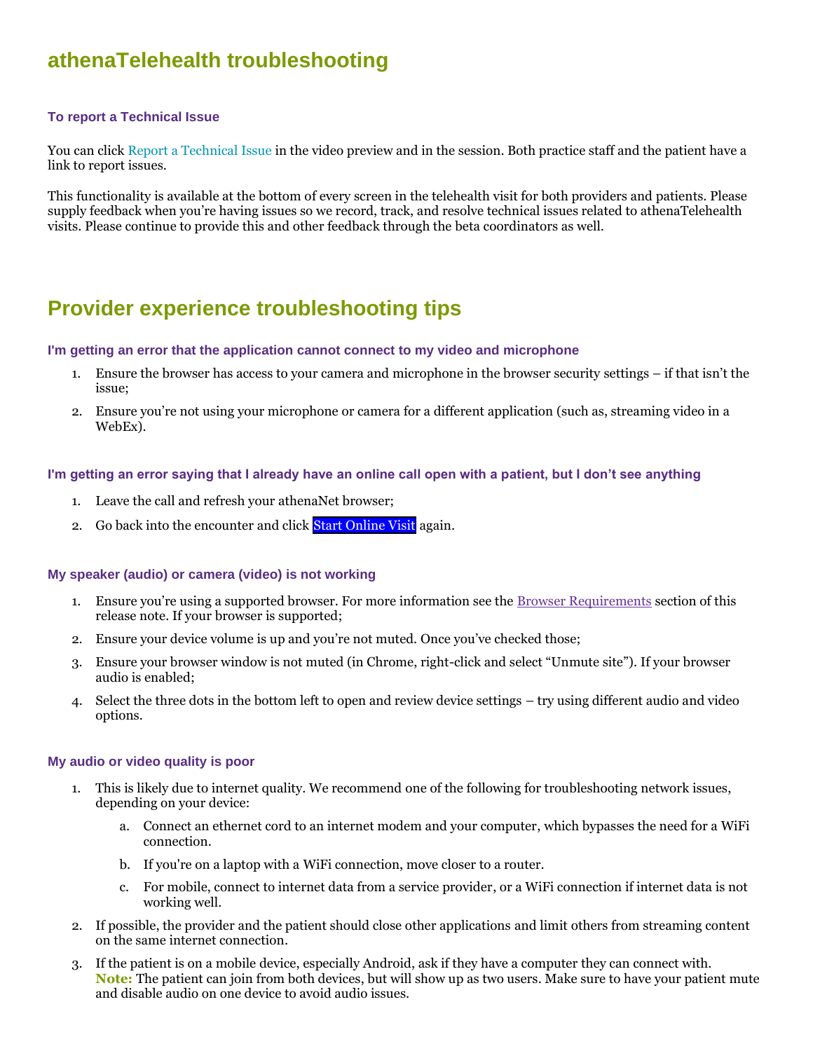# athenaTelehealth troubleshooting

### To report a Technical Issue

You can click Report a Technical Issue in the video preview and in the session. Both practice staff and the patient have a link to report issues.

This functionality is available at the bottom of every screen in the telehealth visit for both providers and patients. Please supply feedback when you're having issues so we record, track, and resolve technical issues related to athenaTelehealth visits. Please continue to provide this and other feedback through the beta coordinators as well.

# Provider experience troubleshooting tips

### I'm getting an error that the application cannot connect to my video and microphone

1. Ensure the browser has access to your camera and microphone in the browser security settings – if that isn't the issue;
2. Ensure you're not using your microphone or camera for a different application (such as, streaming video in a WebEx).

### I'm getting an error saying that I already have an online call open with a patient, but I don't see anything

1. Leave the call and refresh your athenaNet browser;
2. Go back into the encounter and click Start Online Visit again.

### My speaker (audio) or camera (video) is not working

1. Ensure you're using a supported browser. For more information see the Browser Requirements section of this release note. If your browser is supported;
2. Ensure your device volume is up and you're not muted. Once you've checked those;
3. Ensure your browser window is not muted (in Chrome, right-click and select "Unmute site"). If your browser audio is enabled;
4. Select the three dots in the bottom left to open and review device settings – try using different audio and video options.

### My audio or video quality is poor

1. This is likely due to internet quality. We recommend one of the following for troubleshooting network issues, depending on your device:
   a. Connect an ethernet cord to an internet modem and your computer, which bypasses the need for a WiFi connection.
   b. If you're on a laptop with a WiFi connection, move closer to a router.
   c. For mobile, connect to internet data from a service provider, or a WiFi connection if internet data is not working well.
2. If possible, the provider and the patient should close other applications and limit others from streaming content on the same internet connection.
3. If the patient is on a mobile device, especially Android, ask if they have a computer they can connect with. **Note:** The patient can join from both devices, but will show up as two users. Make sure to have your patient mute and disable audio on one device to avoid audio issues.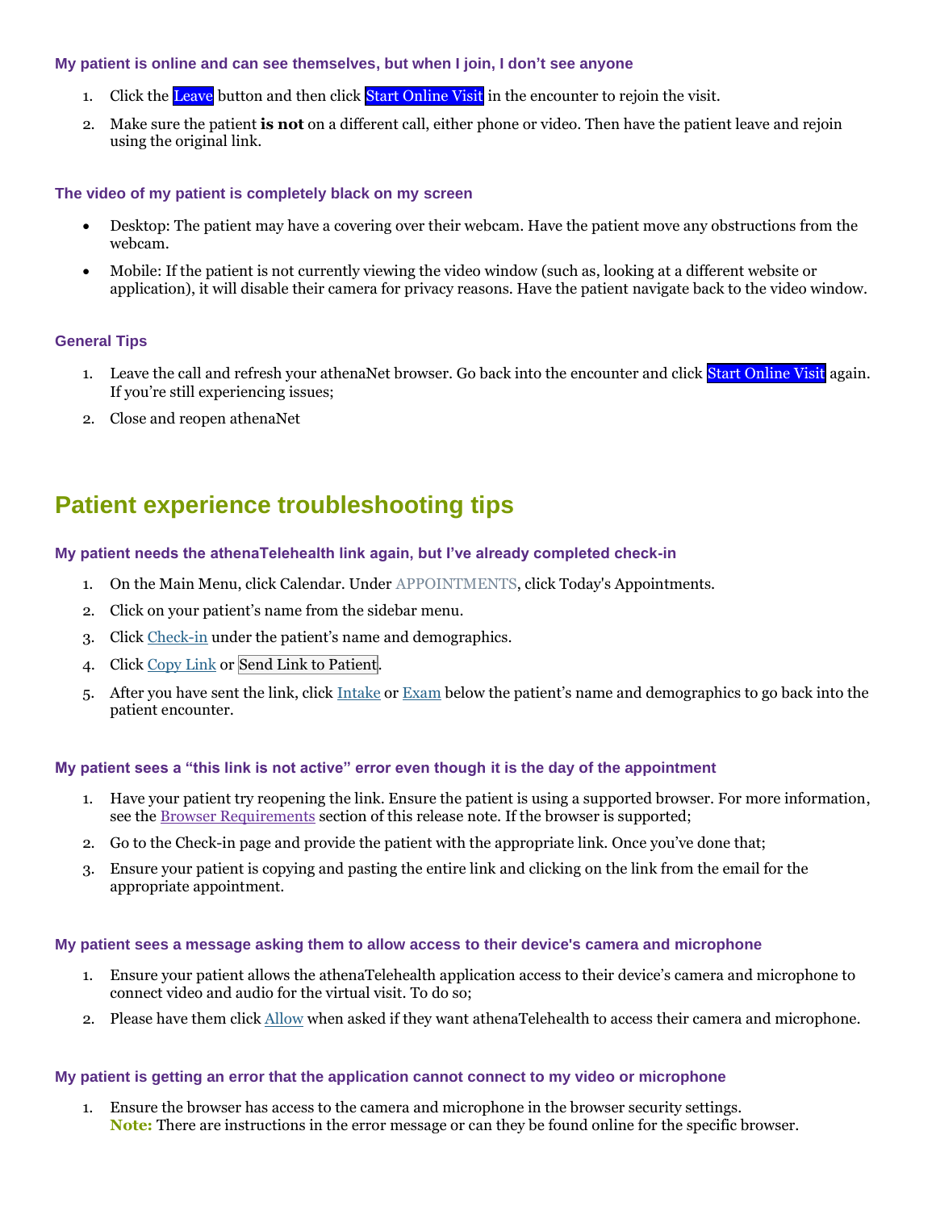### My patient is online and can see themselves, but when I join, I don't see anyone

1. Click the Leave button and then click Start Online Visit in the encounter to rejoin the visit.
2. Make sure the patient **is not** on a different call, either phone or video. Then have the patient leave and rejoin using the original link.

### The video of my patient is completely black on my screen

- Desktop: The patient may have a covering over their webcam. Have the patient move any obstructions from the webcam.
- Mobile: If the patient is not currently viewing the video window (such as, looking at a different website or application), it will disable their camera for privacy reasons. Have the patient navigate back to the video window.

### General Tips

1. Leave the call and refresh your athenaNet browser. Go back into the encounter and click Start Online Visit again. If you're still experiencing issues;
2. Close and reopen athenaNet

## Patient experience troubleshooting tips

### My patient needs the athenaTelehealth link again, but I've already completed check-in

1. On the Main Menu, click Calendar. Under APPOINTMENTS, click Today's Appointments.
2. Click on your patient's name from the sidebar menu.
3. Click Check-in under the patient's name and demographics.
4. Click Copy Link or Send Link to Patient.
5. After you have sent the link, click Intake or Exam below the patient's name and demographics to go back into the patient encounter.

### My patient sees a "this link is not active" error even though it is the day of the appointment

1. Have your patient try reopening the link. Ensure the patient is using a supported browser. For more information, see the Browser Requirements section of this release note. If the browser is supported;
2. Go to the Check-in page and provide the patient with the appropriate link. Once you've done that;
3. Ensure your patient is copying and pasting the entire link and clicking on the link from the email for the appropriate appointment.

### My patient sees a message asking them to allow access to their device's camera and microphone

1. Ensure your patient allows the athenaTelehealth application access to their device's camera and microphone to connect video and audio for the virtual visit. To do so;
2. Please have them click Allow when asked if they want athenaTelehealth to access their camera and microphone.

### My patient is getting an error that the application cannot connect to my video or microphone

1. Ensure the browser has access to the camera and microphone in the browser security settings.
   **Note:** There are instructions in the error message or can they be found online for the specific browser.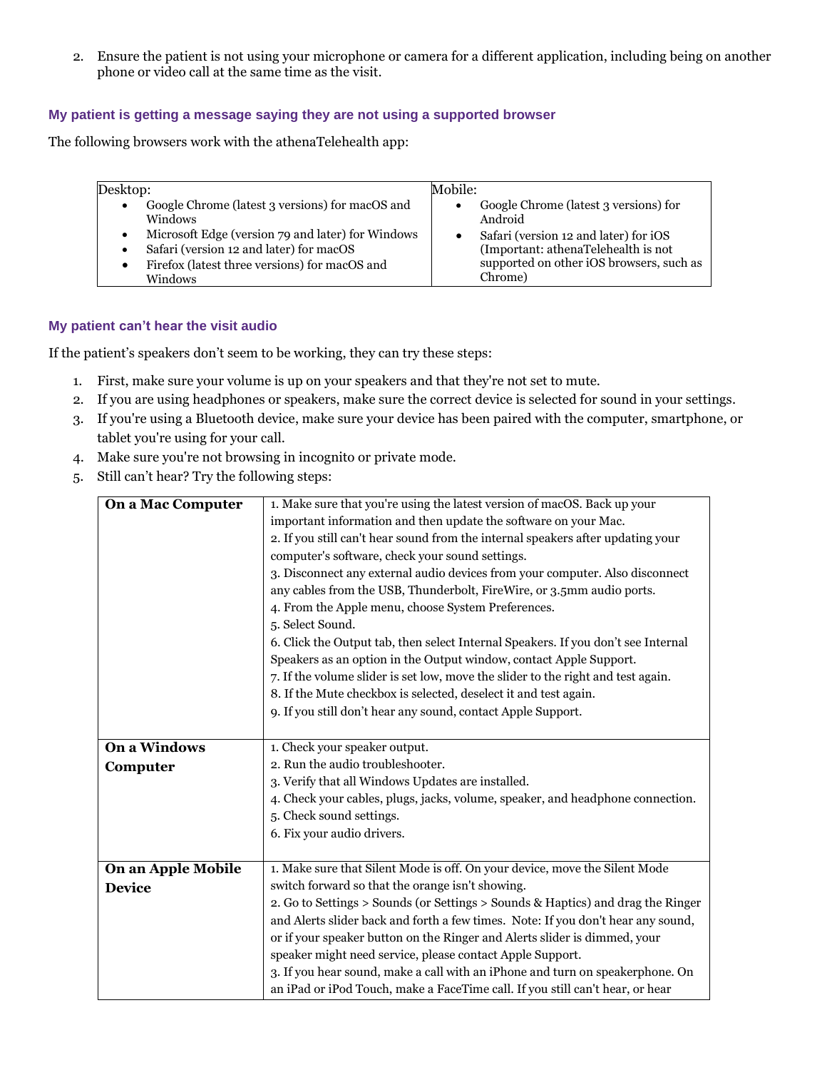2. Ensure the patient is not using your microphone or camera for a different application, including being on another phone or video call at the same time as the visit.

### My patient is getting a message saying they are not using a supported browser

The following browsers work with the athenaTelehealth app:

| Desktop: | Mobile: |
|---|---|
| • Google Chrome (latest 3 versions) for macOS and Windows<br>• Microsoft Edge (version 79 and later) for Windows<br>• Safari (version 12 and later) for macOS<br>• Firefox (latest three versions) for macOS and Windows | • Google Chrome (latest 3 versions) for Android<br>• Safari (version 12 and later) for iOS (Important: athenaTelehealth is not supported on other iOS browsers, such as Chrome) |

### My patient can't hear the visit audio

If the patient's speakers don't seem to be working, they can try these steps:

1. First, make sure your volume is up on your speakers and that they're not set to mute.
2. If you are using headphones or speakers, make sure the correct device is selected for sound in your settings.
3. If you're using a Bluetooth device, make sure your device has been paired with the computer, smartphone, or tablet you're using for your call.
4. Make sure you're not browsing in incognito or private mode.
5. Still can't hear? Try the following steps:

| | |
|---|---|
| **On a Mac Computer** | 1. Make sure that you're using the latest version of macOS. Back up your important information and then update the software on your Mac.<br>2. If you still can't hear sound from the internal speakers after updating your computer's software, check your sound settings.<br>3. Disconnect any external audio devices from your computer. Also disconnect any cables from the USB, Thunderbolt, FireWire, or 3.5mm audio ports.<br>4. From the Apple menu, choose System Preferences.<br>5. Select Sound.<br>6. Click the Output tab, then select Internal Speakers. If you don't see Internal Speakers as an option in the Output window, contact Apple Support.<br>7. If the volume slider is set low, move the slider to the right and test again.<br>8. If the Mute checkbox is selected, deselect it and test again.<br>9. If you still don't hear any sound, contact Apple Support. |
| **On a Windows Computer** | 1. Check your speaker output.<br>2. Run the audio troubleshooter.<br>3. Verify that all Windows Updates are installed.<br>4. Check your cables, plugs, jacks, volume, speaker, and headphone connection.<br>5. Check sound settings.<br>6. Fix your audio drivers. |
| **On an Apple Mobile Device** | 1. Make sure that Silent Mode is off. On your device, move the Silent Mode switch forward so that the orange isn't showing.<br>2. Go to Settings > Sounds (or Settings > Sounds & Haptics) and drag the Ringer and Alerts slider back and forth a few times. Note: If you don't hear any sound, or if your speaker button on the Ringer and Alerts slider is dimmed, your speaker might need service, please contact Apple Support.<br>3. If you hear sound, make a call with an iPhone and turn on speakerphone. On an iPad or iPod Touch, make a FaceTime call. If you still can't hear, or hear |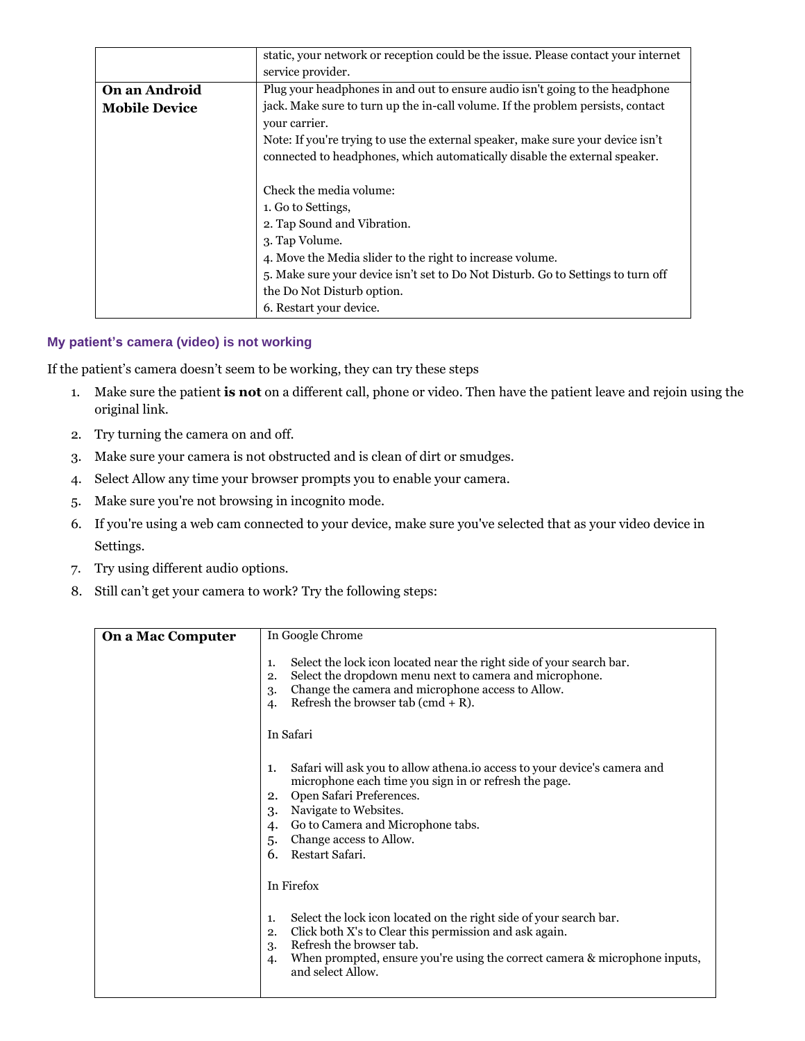| | |
|---|---|
| | static, your network or reception could be the issue. Please contact your internet service provider. |
| **On an Android Mobile Device** | Plug your headphones in and out to ensure audio isn't going to the headphone jack. Make sure to turn up the in-call volume. If the problem persists, contact your carrier.<br>Note: If you're trying to use the external speaker, make sure your device isn't connected to headphones, which automatically disable the external speaker.<br><br>Check the media volume:<br>1. Go to Settings,<br>2. Tap Sound and Vibration.<br>3. Tap Volume.<br>4. Move the Media slider to the right to increase volume.<br>5. Make sure your device isn't set to Do Not Disturb. Go to Settings to turn off the Do Not Disturb option.<br>6. Restart your device. |

### My patient's camera (video) is not working

If the patient's camera doesn't seem to be working, they can try these steps

1. Make sure the patient **is not** on a different call, phone or video. Then have the patient leave and rejoin using the original link.
2. Try turning the camera on and off.
3. Make sure your camera is not obstructed and is clean of dirt or smudges.
4. Select Allow any time your browser prompts you to enable your camera.
5. Make sure you're not browsing in incognito mode.
6. If you're using a web cam connected to your device, make sure you've selected that as your video device in Settings.
7. Try using different audio options.
8. Still can't get your camera to work? Try the following steps:

| | |
|---|---|
| **On a Mac Computer** | In Google Chrome<br><br>1. Select the lock icon located near the right side of your search bar.<br>2. Select the dropdown menu next to camera and microphone.<br>3. Change the camera and microphone access to Allow.<br>4. Refresh the browser tab (cmd + R).<br><br>In Safari<br><br>1. Safari will ask you to allow athena.io access to your device's camera and microphone each time you sign in or refresh the page.<br>2. Open Safari Preferences.<br>3. Navigate to Websites.<br>4. Go to Camera and Microphone tabs.<br>5. Change access to Allow.<br>6. Restart Safari.<br><br>In Firefox<br><br>1. Select the lock icon located on the right side of your search bar.<br>2. Click both X's to Clear this permission and ask again.<br>3. Refresh the browser tab.<br>4. When prompted, ensure you're using the correct camera & microphone inputs, and select Allow. |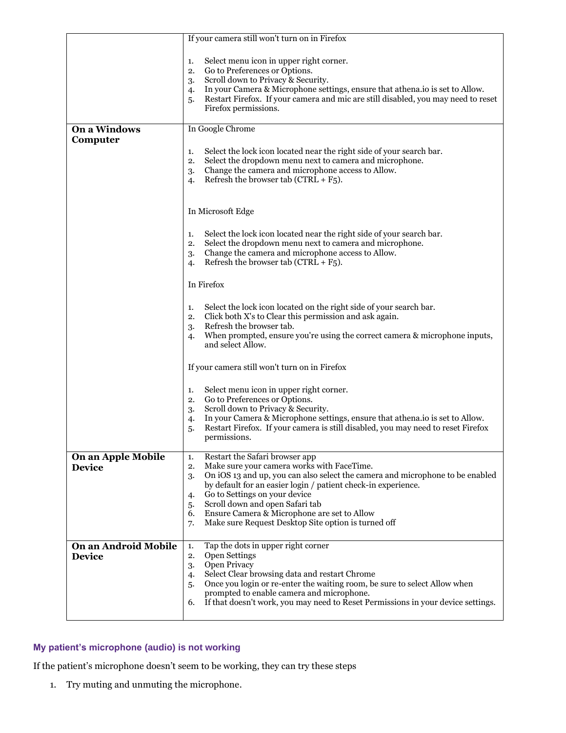| | |
|---|---|
| | If your camera still won't turn on in Firefox<br><br>1. Select menu icon in upper right corner.<br>2. Go to Preferences or Options.<br>3. Scroll down to Privacy & Security.<br>4. In your Camera & Microphone settings, ensure that athena.io is set to Allow.<br>5. Restart Firefox. If your camera and mic are still disabled, you may need to reset Firefox permissions. |
| **On a Windows Computer** | In Google Chrome<br><br>1. Select the lock icon located near the right side of your search bar.<br>2. Select the dropdown menu next to camera and microphone.<br>3. Change the camera and microphone access to Allow.<br>4. Refresh the browser tab (CTRL + F5).<br><br>In Microsoft Edge<br><br>1. Select the lock icon located near the right side of your search bar.<br>2. Select the dropdown menu next to camera and microphone.<br>3. Change the camera and microphone access to Allow.<br>4. Refresh the browser tab (CTRL + F5).<br><br>In Firefox<br><br>1. Select the lock icon located on the right side of your search bar.<br>2. Click both X's to Clear this permission and ask again.<br>3. Refresh the browser tab.<br>4. When prompted, ensure you're using the correct camera & microphone inputs, and select Allow.<br><br>If your camera still won't turn on in Firefox<br><br>1. Select menu icon in upper right corner.<br>2. Go to Preferences or Options.<br>3. Scroll down to Privacy & Security.<br>4. In your Camera & Microphone settings, ensure that athena.io is set to Allow.<br>5. Restart Firefox. If your camera is still disabled, you may need to reset Firefox permissions. |
| **On an Apple Mobile Device** | 1. Restart the Safari browser app<br>2. Make sure your camera works with FaceTime.<br>3. On iOS 13 and up, you can also select the camera and microphone to be enabled by default for an easier login / patient check-in experience.<br>4. Go to Settings on your device<br>5. Scroll down and open Safari tab<br>6. Ensure Camera & Microphone are set to Allow<br>7. Make sure Request Desktop Site option is turned off |
| **On an Android Mobile Device** | 1. Tap the dots in upper right corner<br>2. Open Settings<br>3. Open Privacy<br>4. Select Clear browsing data and restart Chrome<br>5. Once you login or re-enter the waiting room, be sure to select Allow when prompted to enable camera and microphone.<br>6. If that doesn't work, you may need to Reset Permissions in your device settings. |

### My patient's microphone (audio) is not working

If the patient's microphone doesn't seem to be working, they can try these steps

1. Try muting and unmuting the microphone.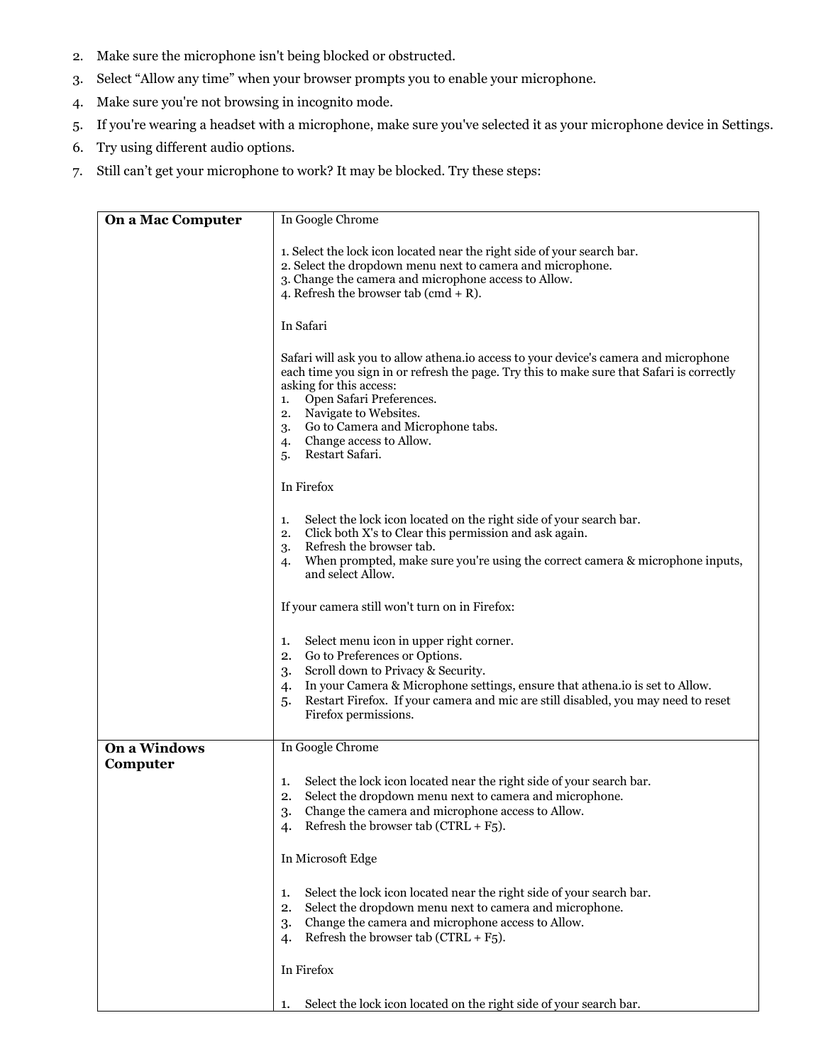2. Make sure the microphone isn't being blocked or obstructed.
3. Select "Allow any time" when your browser prompts you to enable your microphone.
4. Make sure you're not browsing in incognito mode.
5. If you're wearing a headset with a microphone, make sure you've selected it as your microphone device in Settings.
6. Try using different audio options.
7. Still can't get your microphone to work? It may be blocked. Try these steps:

| | |
|---|---|
| **On a Mac Computer** | In Google Chrome<br><br>1. Select the lock icon located near the right side of your search bar.<br>2. Select the dropdown menu next to camera and microphone.<br>3. Change the camera and microphone access to Allow.<br>4. Refresh the browser tab (cmd + R).<br><br>In Safari<br><br>Safari will ask you to allow athena.io access to your device's camera and microphone each time you sign in or refresh the page. Try this to make sure that Safari is correctly asking for this access:<br>1. Open Safari Preferences.<br>2. Navigate to Websites.<br>3. Go to Camera and Microphone tabs.<br>4. Change access to Allow.<br>5. Restart Safari.<br><br>In Firefox<br><br>1. Select the lock icon located on the right side of your search bar.<br>2. Click both X's to Clear this permission and ask again.<br>3. Refresh the browser tab.<br>4. When prompted, make sure you're using the correct camera & microphone inputs, and select Allow.<br><br>If your camera still won't turn on in Firefox:<br><br>1. Select menu icon in upper right corner.<br>2. Go to Preferences or Options.<br>3. Scroll down to Privacy & Security.<br>4. In your Camera & Microphone settings, ensure that athena.io is set to Allow.<br>5. Restart Firefox. If your camera and mic are still disabled, you may need to reset Firefox permissions. |
| **On a Windows Computer** | In Google Chrome<br><br>1. Select the lock icon located near the right side of your search bar.<br>2. Select the dropdown menu next to camera and microphone.<br>3. Change the camera and microphone access to Allow.<br>4. Refresh the browser tab (CTRL + F5).<br><br>In Microsoft Edge<br><br>1. Select the lock icon located near the right side of your search bar.<br>2. Select the dropdown menu next to camera and microphone.<br>3. Change the camera and microphone access to Allow.<br>4. Refresh the browser tab (CTRL + F5).<br><br>In Firefox<br><br>1. Select the lock icon located on the right side of your search bar. |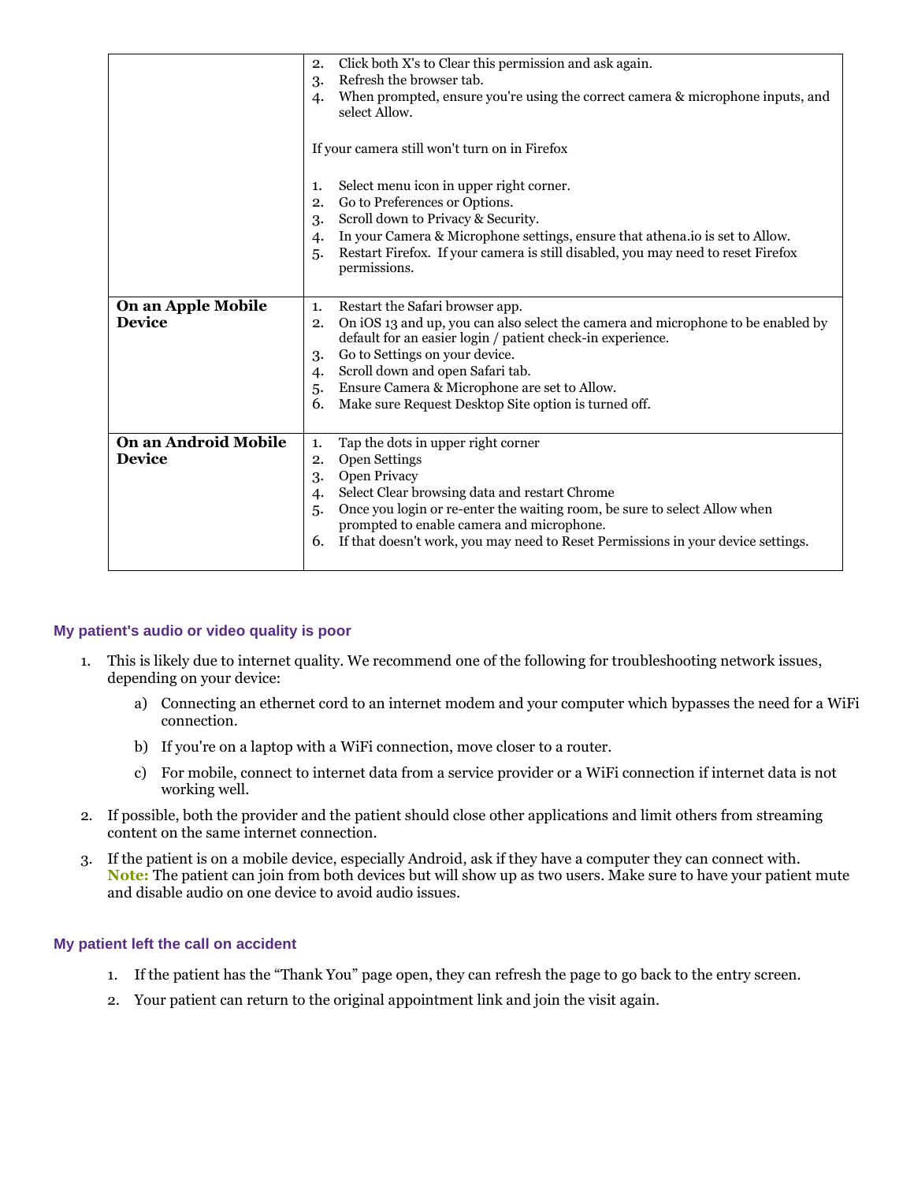| | |
|---|---|
| | 2. Click both X's to Clear this permission and ask again.<br>3. Refresh the browser tab.<br>4. When prompted, ensure you're using the correct camera & microphone inputs, and select Allow.<br><br>If your camera still won't turn on in Firefox<br><br>1. Select menu icon in upper right corner.<br>2. Go to Preferences or Options.<br>3. Scroll down to Privacy & Security.<br>4. In your Camera & Microphone settings, ensure that athena.io is set to Allow.<br>5. Restart Firefox. If your camera is still disabled, you may need to reset Firefox permissions. |
| **On an Apple Mobile Device** | 1. Restart the Safari browser app.<br>2. On iOS 13 and up, you can also select the camera and microphone to be enabled by default for an easier login / patient check-in experience.<br>3. Go to Settings on your device.<br>4. Scroll down and open Safari tab.<br>5. Ensure Camera & Microphone are set to Allow.<br>6. Make sure Request Desktop Site option is turned off. |
| **On an Android Mobile Device** | 1. Tap the dots in upper right corner<br>2. Open Settings<br>3. Open Privacy<br>4. Select Clear browsing data and restart Chrome<br>5. Once you login or re-enter the waiting room, be sure to select Allow when prompted to enable camera and microphone.<br>6. If that doesn't work, you may need to Reset Permissions in your device settings. |

### My patient's audio or video quality is poor

1. This is likely due to internet quality. We recommend one of the following for troubleshooting network issues, depending on your device:
   a) Connecting an ethernet cord to an internet modem and your computer which bypasses the need for a WiFi connection.
   b) If you're on a laptop with a WiFi connection, move closer to a router.
   c) For mobile, connect to internet data from a service provider or a WiFi connection if internet data is not working well.
2. If possible, both the provider and the patient should close other applications and limit others from streaming content on the same internet connection.
3. If the patient is on a mobile device, especially Android, ask if they have a computer they can connect with. **Note:** The patient can join from both devices but will show up as two users. Make sure to have your patient mute and disable audio on one device to avoid audio issues.

### My patient left the call on accident

1. If the patient has the “Thank You” page open, they can refresh the page to go back to the entry screen.
2. Your patient can return to the original appointment link and join the visit again.